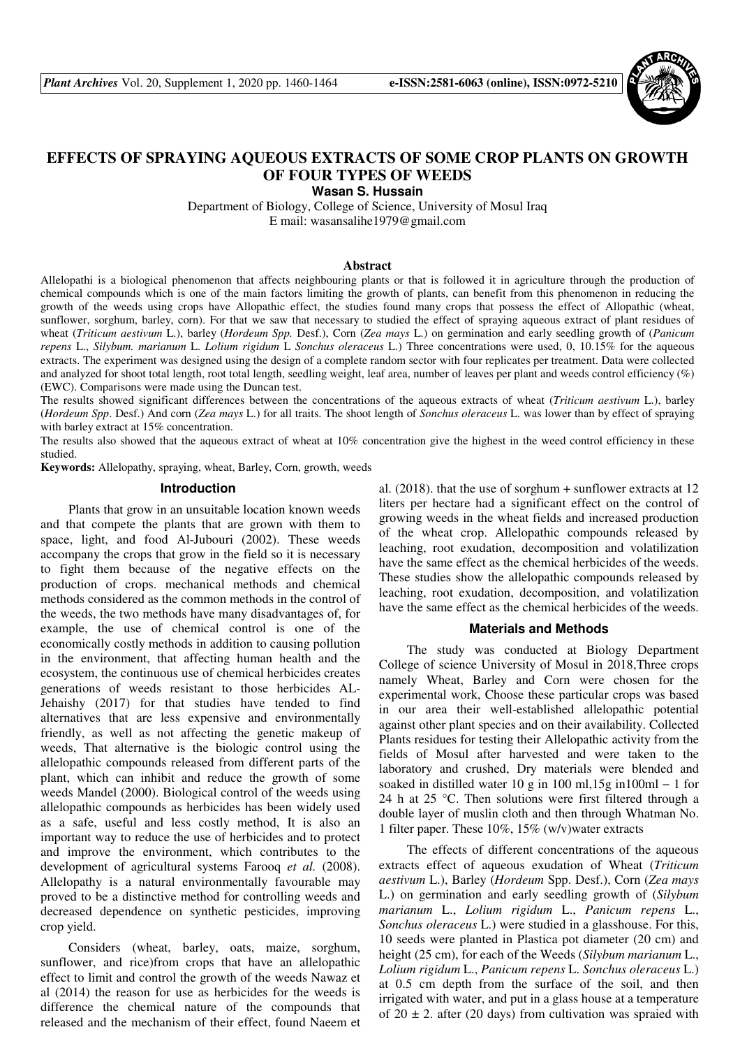# EFFECTS OF SPRAYING AQUEOUS EXTRACTS OF SOME CROP PLANTS ON GROWTH OF FOUR TYPES OF WEEDS

**Wasan S. Hussain**

Department of Biology, College of Science, University of Mosul Iraq
E mail: wasansalihe1979@gmail.com

## Abstract

Allelopathi is a biological phenomenon that affects neighbouring plants or that is followed it in agriculture through the production of chemical compounds which is one of the main factors limiting the growth of plants, can benefit from this phenomenon in reducing the growth of the weeds using crops have Allopathic effect, the studies found many crops that possess the effect of Allopathic (wheat, sunflower, sorghum, barley, corn). For that we saw that necessary to studied the effect of spraying aqueous extract of plant residues of wheat (*Triticum aestivum* L.), barley (*Hordeum Spp.* Desf.), Corn (*Zea mays* L.) on germination and early seedling growth of (*Panicum repens* L., *Silybum. marianum* L. *Lolium rigidum* L *Sonchus oleraceus* L.) Three concentrations were used, 0, 10.15% for the aqueous extracts. The experiment was designed using the design of a complete random sector with four replicates per treatment. Data were collected and analyzed for shoot total length, root total length, seedling weight, leaf area, number of leaves per plant and weeds control efficiency (%) (EWC). Comparisons were made using the Duncan test.

The results showed significant differences between the concentrations of the aqueous extracts of wheat (*Triticum aestivum* L.), barley (*Hordeum Spp*. Desf.) And corn (*Zea mays* L.) for all traits. The shoot length of *Sonchus oleraceus* L. was lower than by effect of spraying with barley extract at 15% concentration.

The results also showed that the aqueous extract of wheat at 10% concentration give the highest in the weed control efficiency in these studied.

**Keywords:** Allelopathy, spraying, wheat, Barley, Corn, growth, weeds

## Introduction

Plants that grow in an unsuitable location known weeds and that compete the plants that are grown with them to space, light, and food Al-Jubouri (2002). These weeds accompany the crops that grow in the field so it is necessary to fight them because of the negative effects on the production of crops. mechanical methods and chemical methods considered as the common methods in the control of the weeds, the two methods have many disadvantages of, for example, the use of chemical control is one of the economically costly methods in addition to causing pollution in the environment, that affecting human health and the ecosystem, the continuous use of chemical herbicides creates generations of weeds resistant to those herbicides AL-Jehaishy (2017) for that studies have tended to find alternatives that are less expensive and environmentally friendly, as well as not affecting the genetic makeup of weeds, That alternative is the biologic control using the allelopathic compounds released from different parts of the plant, which can inhibit and reduce the growth of some weeds Mandel (2000). Biological control of the weeds using allelopathic compounds as herbicides has been widely used as a safe, useful and less costly method, It is also an important way to reduce the use of herbicides and to protect and improve the environment, which contributes to the development of agricultural systems Farooq *et al.* (2008). Allelopathy is a natural environmentally favourable may proved to be a distinctive method for controlling weeds and decreased dependence on synthetic pesticides, improving crop yield.

Considers (wheat, barley, oats, maize, sorghum, sunflower, and rice)from crops that have an allelopathic effect to limit and control the growth of the weeds Nawaz et al (2014) the reason for use as herbicides for the weeds is difference the chemical nature of the compounds that released and the mechanism of their effect, found Naeem et al. (2018). that the use of sorghum + sunflower extracts at 12 liters per hectare had a significant effect on the control of growing weeds in the wheat fields and increased production of the wheat crop. Allelopathic compounds released by leaching, root exudation, decomposition and volatilization have the same effect as the chemical herbicides of the weeds. These studies show the allelopathic compounds released by leaching, root exudation, decomposition, and volatilization have the same effect as the chemical herbicides of the weeds.

## Materials and Methods

The study was conducted at Biology Department College of science University of Mosul in 2018,Three crops namely Wheat, Barley and Corn were chosen for the experimental work, Choose these particular crops was based in our area their well-established allelopathic potential against other plant species and on their availability. Collected Plants residues for testing their Allelopathic activity from the fields of Mosul after harvested and were taken to the laboratory and crushed, Dry materials were blended and soaked in distilled water 10 g in 100 ml,15g in100ml – 1 for 24 h at 25 °C. Then solutions were first filtered through a double layer of muslin cloth and then through Whatman No. 1 filter paper. These 10%, 15% (w/v)water extracts

The effects of different concentrations of the aqueous extracts effect of aqueous exudation of Wheat (*Triticum aestivum* L.), Barley (*Hordeum* Spp. Desf.), Corn (*Zea mays* L.) on germination and early seedling growth of (*Silybum marianum* L., *Lolium rigidum* L., *Panicum repens* L., *Sonchus oleraceus* L.) were studied in a glasshouse. For this, 10 seeds were planted in Plastica pot diameter (20 cm) and height (25 cm), for each of the Weeds (*Silybum marianum* L., *Lolium rigidum* L., *Panicum repens* L. *Sonchus oleraceus* L.) at 0.5 cm depth from the surface of the soil, and then irrigated with water, and put in a glass house at a temperature of 20 ± 2. after (20 days) from cultivation was spraied with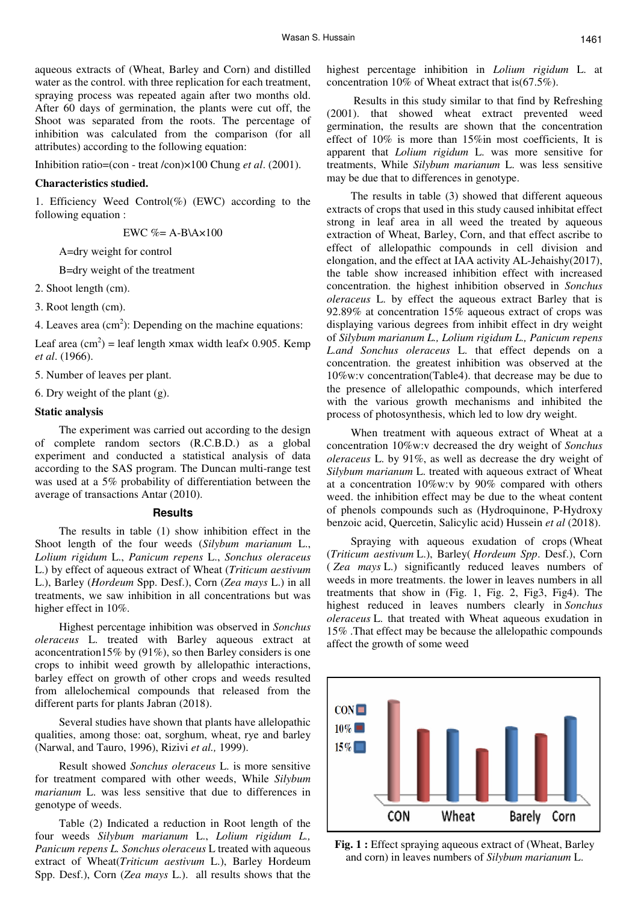aqueous extracts of (Wheat, Barley and Corn) and distilled water as the control. with three replication for each treatment, spraying process was repeated again after two months old. After 60 days of germination, the plants were cut off, the Shoot was separated from the roots. The percentage of inhibition was calculated from the comparison (for all attributes) according to the following equation:

Inhibition ratio=(con - treat /con)×100 Chung *et al*. (2001).

**Characteristics studied.**

1. Efficiency Weed Control(%) (EWC) according to the following equation :

$$EWC \% = A\text{-}B \backslash A \times 100$$

A=dry weight for control

B=dry weight of the treatment

2. Shoot length (cm).

3. Root length (cm).

4. Leaves area ($cm^2$): Depending on the machine equations:

Leaf area ($cm^2$) = leaf length ×max width leaf× 0.905. Kemp *et al*. (1966).

5. Number of leaves per plant.

6. Dry weight of the plant (g).

**Static analysis**

The experiment was carried out according to the design of complete random sectors (R.C.B.D.) as a global experiment and conducted a statistical analysis of data according to the SAS program. The Duncan multi-range test was used at a 5% probability of differentiation between the average of transactions Antar (2010).

## Results

The results in table (1) show inhibition effect in the Shoot length of the four weeds (*Silybum marianum* L., *Lolium rigidum* L., *Panicum repens* L., *Sonchus oleraceus* L.) by effect of aqueous extract of Wheat (*Triticum aestivum* L.), Barley (*Hordeum* Spp. Desf.), Corn (*Zea mays* L.) in all treatments, we saw inhibition in all concentrations but was higher effect in 10%.

Highest percentage inhibition was observed in *Sonchus oleraceus* L. treated with Barley aqueous extract at aconcentration15% by (91%), so then Barley considers is one crops to inhibit weed growth by allelopathic interactions, barley effect on growth of other crops and weeds resulted from allelochemical compounds that released from the different parts for plants Jabran (2018).

Several studies have shown that plants have allelopathic qualities, among those: oat, sorghum, wheat, rye and barley (Narwal, and Tauro, 1996), Rizivi *et al.,* 1999).

Result showed *Sonchus oleraceus* L. is more sensitive for treatment compared with other weeds, While *Silybum marianum* L. was less sensitive that due to differences in genotype of weeds.

Table (2) Indicated a reduction in Root length of the four weeds *Silybum marianum* L., *Lolium rigidum L., Panicum repens L. Sonchus oleraceus* L treated with aqueous extract of Wheat(*Triticum aestivum* L.), Barley Hordeum Spp. Desf.), Corn (*Zea mays* L.). all results shows that the highest percentage inhibition in *Lolium rigidum* L. at concentration 10% of Wheat extract that is(67.5%).

Results in this study similar to that find by Refreshing (2001). that showed wheat extract prevented weed germination, the results are shown that the concentration effect of 10% is more than 15%in most coefficients, It is apparent that *Lolium rigidum* L. was more sensitive for treatments, While *Silybum marianum* L. was less sensitive may be due that to differences in genotype.

The results in table (3) showed that different aqueous extracts of crops that used in this study caused inhibitat effect strong in leaf area in all weed the treated by aqueous extraction of Wheat, Barley, Corn, and that effect ascribe to effect of allelopathic compounds in cell division and elongation, and the effect at IAA activity AL-Jehaishy(2017), the table show increased inhibition effect with increased concentration. the highest inhibition observed in *Sonchus oleraceus* L. by effect the aqueous extract Barley that is 92.89% at concentration 15% aqueous extract of crops was displaying various degrees from inhibit effect in dry weight of *Silybum marianum L., Lolium rigidum L., Panicum repens L.and Sonchus oleraceus* L. that effect depends on a concentration. the greatest inhibition was observed at the 10%w:v concentration(Table4). that decrease may be due to the presence of allelopathic compounds, which interfered with the various growth mechanisms and inhibited the process of photosynthesis, which led to low dry weight.

When treatment with aqueous extract of Wheat at a concentration 10%w:v decreased the dry weight of *Sonchus oleraceus* L. by 91%, as well as decrease the dry weight of *Silybum marianum* L. treated with aqueous extract of Wheat at a concentration 10%w:v by 90% compared with others weed. the inhibition effect may be due to the wheat content of phenols compounds such as (Hydroquinone, P-Hydroxy benzoic acid, Quercetin, Salicylic acid) Hussein *et al* (2018).

Spraying with aqueous exudation of crops (Wheat (*Triticum aestivum* L.), Barley( *Hordeum Spp*. Desf.), Corn ( *Zea mays* L.) significantly reduced leaves numbers of weeds in more treatments. the lower in leaves numbers in all treatments that show in (Fig. 1, Fig. 2, Fig3, Fig4). The highest reduced in leaves numbers clearly in *Sonchus oleraceus* L. that treated with Wheat aqueous exudation in 15% .That effect may be because the allelopathic compounds affect the growth of some weed

**Fig. 1 :** Effect spraying aqueous extract of (Wheat, Barley and corn) in leaves numbers of *Silybum marianum* L.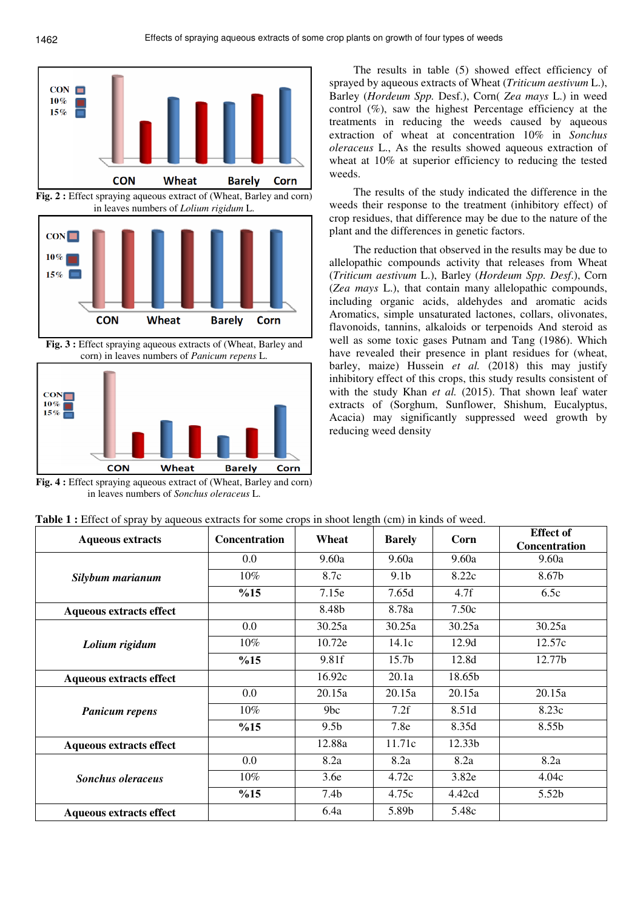**Fig. 2 :** Effect spraying aqueous extract of (Wheat, Barley and corn) in leaves numbers of *Lolium rigidum* L.

**Fig. 3 :** Effect spraying aqueous extracts of (Wheat, Barley and corn) in leaves numbers of *Panicum repens* L.

**Fig. 4 :** Effect spraying aqueous extract of (Wheat, Barley and corn) in leaves numbers of *Sonchus oleraceus* L.

The results in table (5) showed effect efficiency of sprayed by aqueous extracts of Wheat (*Triticum aestivum* L.), Barley (*Hordeum Spp.* Desf.), Corn( *Zea mays* L.) in weed control (%), saw the highest Percentage efficiency at the treatments in reducing the weeds caused by aqueous extraction of wheat at concentration 10% in *Sonchus oleraceus* L., As the results showed aqueous extraction of wheat at 10% at superior efficiency to reducing the tested weeds.

The results of the study indicated the difference in the weeds their response to the treatment (inhibitory effect) of crop residues, that difference may be due to the nature of the plant and the differences in genetic factors.

The reduction that observed in the results may be due to allelopathic compounds activity that releases from Wheat (*Triticum aestivum* L.), Barley (*Hordeum Spp. Desf.*), Corn (*Zea mays* L.), that contain many allelopathic compounds, including organic acids, aldehydes and aromatic acids Aromatics, simple unsaturated lactones, collars, olivonates, flavonoids, tannins, alkaloids or terpenoids And steroid as well as some toxic gases Putnam and Tang (1986). Which have revealed their presence in plant residues for (wheat, barley, maize) Hussein *et al.* (2018) this may justify inhibitory effect of this crops, this study results consistent of with the study Khan *et al.* (2015). That shown leaf water extracts of (Sorghum, Sunflower, Shishum, Eucalyptus, Acacia) may significantly suppressed weed growth by reducing weed density

**Table 1 :** Effect of spray by aqueous extracts for some crops in shoot length (cm) in kinds of weed.

| Aqueous extracts | Concentration | Wheat | Barely | Corn | Effect of Concentration |
|---|---|---|---|---|---|
| ***Silybum marianum*** | 0.0 | 9.60a | 9.60a | 9.60a | 9.60a |
| | 10% | 8.7c | 9.1b | 8.22c | 8.67b |
| | **%15** | 7.15e | 7.65d | 4.7f | 6.5c |
| **Aqueous extracts effect** | | 8.48b | 8.78a | 7.50c | |
| ***Lolium rigidum*** | 0.0 | 30.25a | 30.25a | 30.25a | 30.25a |
| | 10% | 10.72e | 14.1c | 12.9d | 12.57c |
| | **%15** | 9.81f | 15.7b | 12.8d | 12.77b |
| **Aqueous extracts effect** | | 16.92c | 20.1a | 18.65b | |
| ***Panicum repens*** | 0.0 | 20.15a | 20.15a | 20.15a | 20.15a |
| | 10% | 9bc | 7.2f | 8.51d | 8.23c |
| | **%15** | 9.5b | 7.8e | 8.35d | 8.55b |
| **Aqueous extracts effect** | | 12.88a | 11.71c | 12.33b | |
| ***Sonchus oleraceus*** | 0.0 | 8.2a | 8.2a | 8.2a | 8.2a |
| | 10% | 3.6e | 4.72c | 3.82e | 4.04c |
| | **%15** | 7.4b | 4.75c | 4.42cd | 5.52b |
| **Aqueous extracts effect** | | 6.4a | 5.89b | 5.48c | |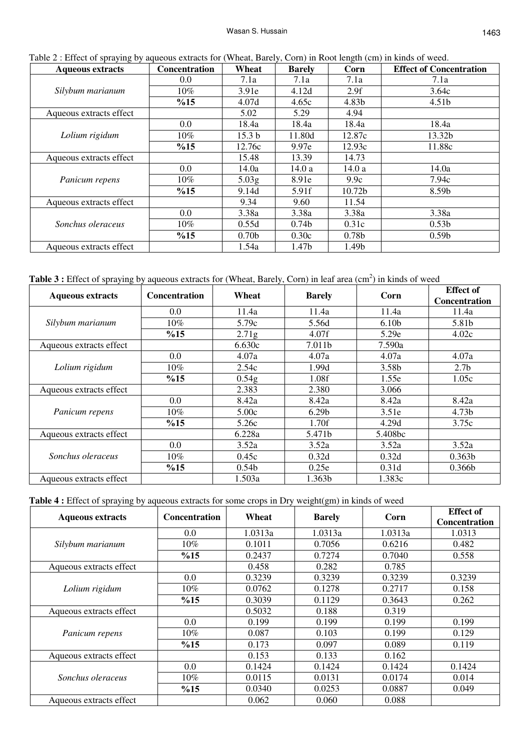Table 2 : Effect of spraying by aqueous extracts for (Wheat, Barely, Corn) in Root length (cm) in kinds of weed.

| Aqueous extracts | Concentration | Wheat | Barely | Corn | Effect of Concentration |
|---|---|---|---|---|---|
| *Silybum marianum* | 0.0 | 7.1a | 7.1a | 7.1a | 7.1a |
| | 10% | 3.91e | 4.12d | 2.9f | 3.64c |
| | **%15** | 4.07d | 4.65c | 4.83b | 4.51b |
| Aqueous extracts effect | | 5.02 | 5.29 | 4.94 | |
| *Lolium rigidum* | 0.0 | 18.4a | 18.4a | 18.4a | 18.4a |
| | 10% | 15.3 b | 11.80d | 12.87c | 13.32b |
| | **%15** | 12.76c | 9.97e | 12.93c | 11.88c |
| Aqueous extracts effect | | 15.48 | 13.39 | 14.73 | |
| *Panicum repens* | 0.0 | 14.0a | 14.0 a | 14.0 a | 14.0a |
| | 10% | 5.03g | 8.91e | 9.9c | 7.94c |
| | **%15** | 9.14d | 5.91f | 10.72b | 8.59b |
| Aqueous extracts effect | | 9.34 | 9.60 | 11.54 | |
| *Sonchus oleraceus* | 0.0 | 3.38a | 3.38a | 3.38a | 3.38a |
| | 10% | 0.55d | 0.74b | 0.31c | 0.53b |
| | **%15** | 0.70b | 0.30c | 0.78b | 0.59b |
| Aqueous extracts effect | | 1.54a | 1.47b | 1.49b | |

**Table 3 :** Effect of spraying by aqueous extracts for (Wheat, Barely, Corn) in leaf area (cm$^2$) in kinds of weed

| Aqueous extracts | Concentration | Wheat | Barely | Corn | Effect of Concentration |
|---|---|---|---|---|---|
| *Silybum marianum* | 0.0 | 11.4a | 11.4a | 11.4a | 11.4a |
| | 10% | 5.79c | 5.56d | 6.10b | 5.81b |
| | **%15** | 2.71g | 4.07f | 5.29e | 4.02c |
| Aqueous extracts effect | | 6.630c | 7.011b | 7.590a | |
| *Lolium rigidum* | 0.0 | 4.07a | 4.07a | 4.07a | 4.07a |
| | 10% | 2.54c | 1.99d | 3.58b | 2.7b |
| | **%15** | 0.54g | 1.08f | 1.55e | 1.05c |
| Aqueous extracts effect | | 2.383 | 2.380 | 3.066 | |
| *Panicum repens* | 0.0 | 8.42a | 8.42a | 8.42a | 8.42a |
| | 10% | 5.00c | 6.29b | 3.51e | 4.73b |
| | **%15** | 5.26c | 1.70f | 4.29d | 3.75c |
| Aqueous extracts effect | | 6.228a | 5.471b | 5.408bc | |
| *Sonchus oleraceus* | 0.0 | 3.52a | 3.52a | 3.52a | 3.52a |
| | 10% | 0.45c | 0.32d | 0.32d | 0.363b |
| | **%15** | 0.54b | 0.25e | 0.31d | 0.366b |
| Aqueous extracts effect | | 1.503a | 1.363b | 1.383c | |

**Table 4 :** Effect of spraying by aqueous extracts for some crops in Dry weight(gm) in kinds of weed

| Aqueous extracts | Concentration | Wheat | Barely | Corn | Effect of Concentration |
|---|---|---|---|---|---|
| *Silybum marianum* | 0.0 | 1.0313a | 1.0313a | 1.0313a | 1.0313 |
| | 10% | 0.1011 | 0.7056 | 0.6216 | 0.482 |
| | **%15** | 0.2437 | 0.7274 | 0.7040 | 0.558 |
| Aqueous extracts effect | | 0.458 | 0.282 | 0.785 | |
| *Lolium rigidum* | 0.0 | 0.3239 | 0.3239 | 0.3239 | 0.3239 |
| | 10% | 0.0762 | 0.1278 | 0.2717 | 0.158 |
| | **%15** | 0.3039 | 0.1129 | 0.3643 | 0.262 |
| Aqueous extracts effect | | 0.5032 | 0.188 | 0.319 | |
| *Panicum repens* | 0.0 | 0.199 | 0.199 | 0.199 | 0.199 |
| | 10% | 0.087 | 0.103 | 0.199 | 0.129 |
| | **%15** | 0.173 | 0.097 | 0.089 | 0.119 |
| Aqueous extracts effect | | 0.153 | 0.133 | 0.162 | |
| *Sonchus oleraceus* | 0.0 | 0.1424 | 0.1424 | 0.1424 | 0.1424 |
| | 10% | 0.0115 | 0.0131 | 0.0174 | 0.014 |
| | **%15** | 0.0340 | 0.0253 | 0.0887 | 0.049 |
| Aqueous extracts effect | | 0.062 | 0.060 | 0.088 | |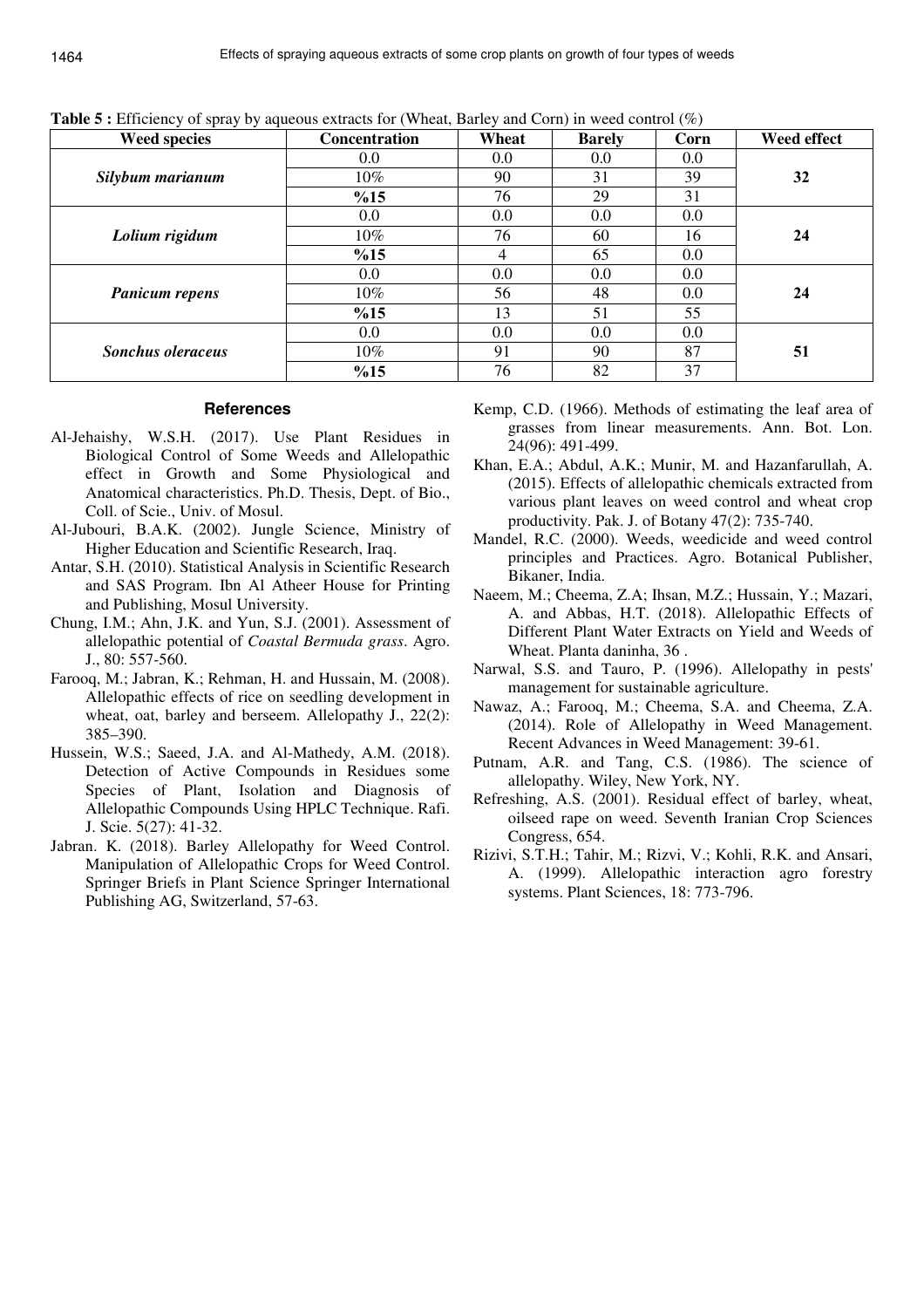**Table 5 :** Efficiency of spray by aqueous extracts for (Wheat, Barley and Corn) in weed control (%)

| Weed species | Concentration | Wheat | Barely | Corn | Weed effect |
|---|---|---|---|---|---|
| *Silybum marianum* | 0.0 | 0.0 | 0.0 | 0.0 | **32** |
| | 10% | 90 | 31 | 39 | |
| | **%15** | 76 | 29 | 31 | |
| *Lolium rigidum* | 0.0 | 0.0 | 0.0 | 0.0 | **24** |
| | 10% | 76 | 60 | 16 | |
| | **%15** | 4 | 65 | 0.0 | |
| *Panicum repens* | 0.0 | 0.0 | 0.0 | 0.0 | **24** |
| | 10% | 56 | 48 | 0.0 | |
| | **%15** | 13 | 51 | 55 | |
| *Sonchus oleraceus* | 0.0 | 0.0 | 0.0 | 0.0 | **51** |
| | 10% | 91 | 90 | 87 | |
| | **%15** | 76 | 82 | 37 | |

## References

Al-Jehaishy, W.S.H. (2017). Use Plant Residues in Biological Control of Some Weeds and Allelopathic effect in Growth and Some Physiological and Anatomical characteristics. Ph.D. Thesis, Dept. of Bio., Coll. of Scie., Univ. of Mosul.

Al-Jubouri, B.A.K. (2002). Jungle Science, Ministry of Higher Education and Scientific Research, Iraq.

Antar, S.H. (2010). Statistical Analysis in Scientific Research and SAS Program. Ibn Al Atheer House for Printing and Publishing, Mosul University.

Chung, I.M.; Ahn, J.K. and Yun, S.J. (2001). Assessment of allelopathic potential of *Coastal Bermuda grass*. Agro. J., 80: 557-560.

Farooq, M.; Jabran, K.; Rehman, H. and Hussain, M. (2008). Allelopathic effects of rice on seedling development in wheat, oat, barley and berseem. Allelopathy J., 22(2): 385–390.

Hussein, W.S.; Saeed, J.A. and Al-Mathedy, A.M. (2018). Detection of Active Compounds in Residues some Species of Plant, Isolation and Diagnosis of Allelopathic Compounds Using HPLC Technique. Rafi. J. Scie. 5(27): 41-32.

Jabran. K. (2018). Barley Allelopathy for Weed Control. Manipulation of Allelopathic Crops for Weed Control. Springer Briefs in Plant Science Springer International Publishing AG, Switzerland, 57-63.

Kemp, C.D. (1966). Methods of estimating the leaf area of grasses from linear measurements. Ann. Bot. Lon. 24(96): 491-499.

Khan, E.A.; Abdul, A.K.; Munir, M. and Hazanfarullah, A. (2015). Effects of allelopathic chemicals extracted from various plant leaves on weed control and wheat crop productivity. Pak. J. of Botany 47(2): 735-740.

Mandel, R.C. (2000). Weeds, weedicide and weed control principles and Practices. Agro. Botanical Publisher, Bikaner, India.

Naeem, M.; Cheema, Z.A; Ihsan, M.Z.; Hussain, Y.; Mazari, A. and Abbas, H.T. (2018). Allelopathic Effects of Different Plant Water Extracts on Yield and Weeds of Wheat. Planta daninha, 36 .

Narwal, S.S. and Tauro, P. (1996). Allelopathy in pests' management for sustainable agriculture.

Nawaz, A.; Farooq, M.; Cheema, S.A. and Cheema, Z.A. (2014). Role of Allelopathy in Weed Management. Recent Advances in Weed Management: 39-61.

Putnam, A.R. and Tang, C.S. (1986). The science of allelopathy. Wiley, New York, NY.

Refreshing, A.S. (2001). Residual effect of barley, wheat, oilseed rape on weed. Seventh Iranian Crop Sciences Congress, 654.

Rizivi, S.T.H.; Tahir, M.; Rizvi, V.; Kohli, R.K. and Ansari, A. (1999). Allelopathic interaction agro forestry systems. Plant Sciences, 18: 773-796.